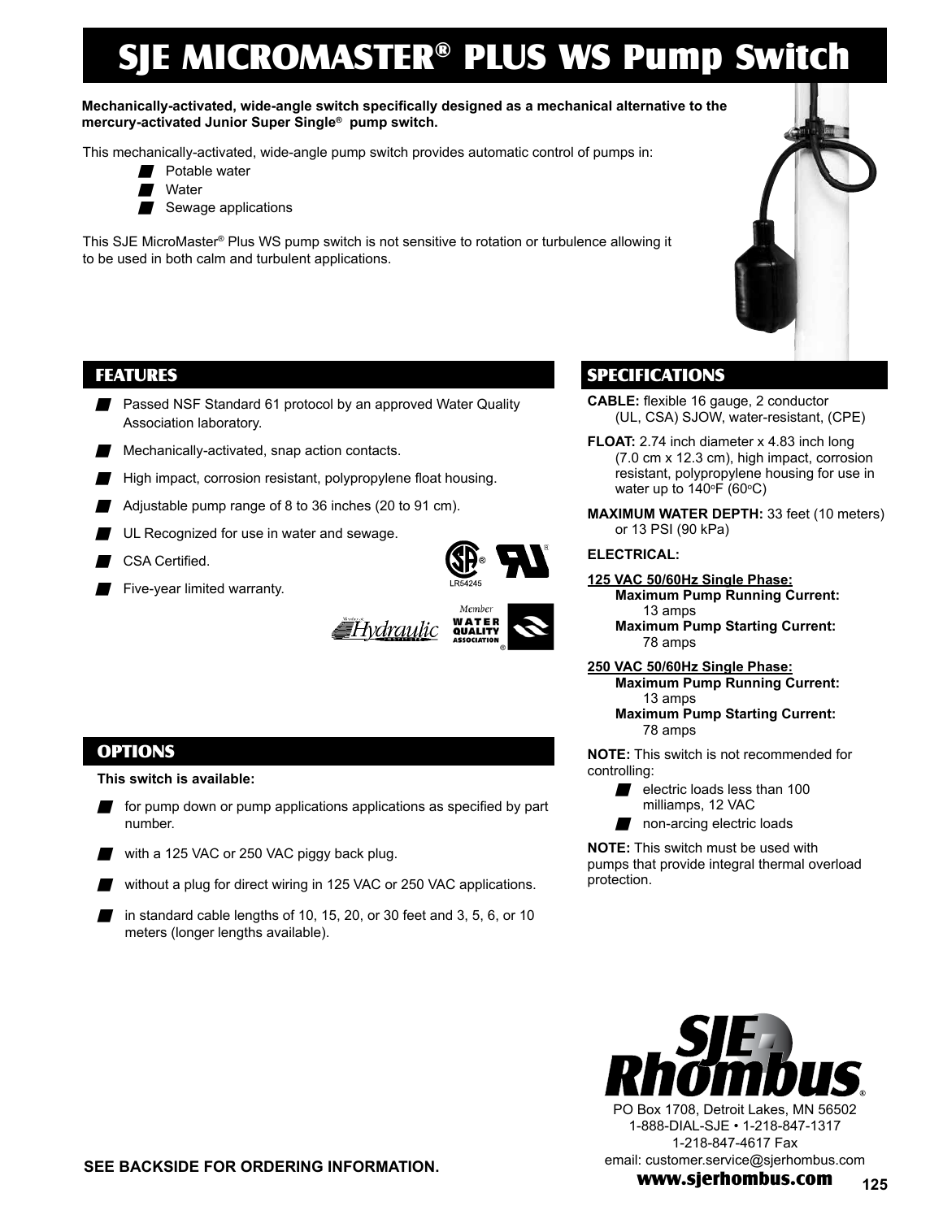# SJE MICROMASTER® PLUS WS Pump Switch

**Mechanically-activated, wide-angle switch specifically designed as a mechanical alternative to the mercury-activated Junior Super Single® pump switch.**

This mechanically-activated, wide-angle pump switch provides automatic control of pumps in:

- Potable water
- Water
- Sewage applications

This SJE MicroMaster® Plus WS pump switch is not sensitive to rotation or turbulence allowing it to be used in both calm and turbulent applications.

## FEATURES

- Passed NSF Standard 61 protocol by an approved Water Quality Association laboratory.
- Mechanically-activated, snap action contacts.
- High impact, corrosion resistant, polypropylene float housing.
- Adjustable pump range of 8 to 36 inches (20 to 91 cm).
- UL Recognized for use in water and sewage.
- CSA Certified.
- Five-year limited warranty.

LR54245

## OPTIONS

**This switch is available:**

- for pump down or pump applications applications as specified by part number.
- with a 125 VAC or 250 VAC piggy back plug.
- without a plug for direct wiring in 125 VAC or 250 VAC applications.
- in standard cable lengths of 10, 15, 20, or 30 feet and 3, 5, 6, or 10 meters (longer lengths available).

## SPECIFICATIONS

**CABLE:** flexible 16 gauge, 2 conductor (UL, CSA) SJOW, water-resistant, (CPE)

**FLOAT:** 2.74 inch diameter x 4.83 inch long (7.0 cm x 12.3 cm), high impact, corrosion resistant, polypropylene housing for use in water up to 140°F (60°C)

**MAXIMUM WATER DEPTH:** 33 feet (10 meters) or 13 PSI (90 kPa)

**ELECTRICAL:**

**125 VAC 50/60Hz Single Phase:**
**Maximum Pump Running Current:** 13 amps
**Maximum Pump Starting Current:** 78 amps

**250 VAC 50/60Hz Single Phase:**
**Maximum Pump Running Current:** 13 amps
**Maximum Pump Starting Current:** 78 amps

**NOTE:** This switch is not recommended for controlling:

- electric loads less than 100 milliamps, 12 VAC
- non-arcing electric loads

**NOTE:** This switch must be used with pumps that provide integral thermal overload protection.

**SEE BACKSIDE FOR ORDERING INFORMATION.**

SJE Rhombus®
PO Box 1708, Detroit Lakes, MN 56502
1-888-DIAL-SJE • 1-218-847-1317
1-218-847-4617 Fax
email: customer.service@sjerhombus.com
**www.sjerhombus.com**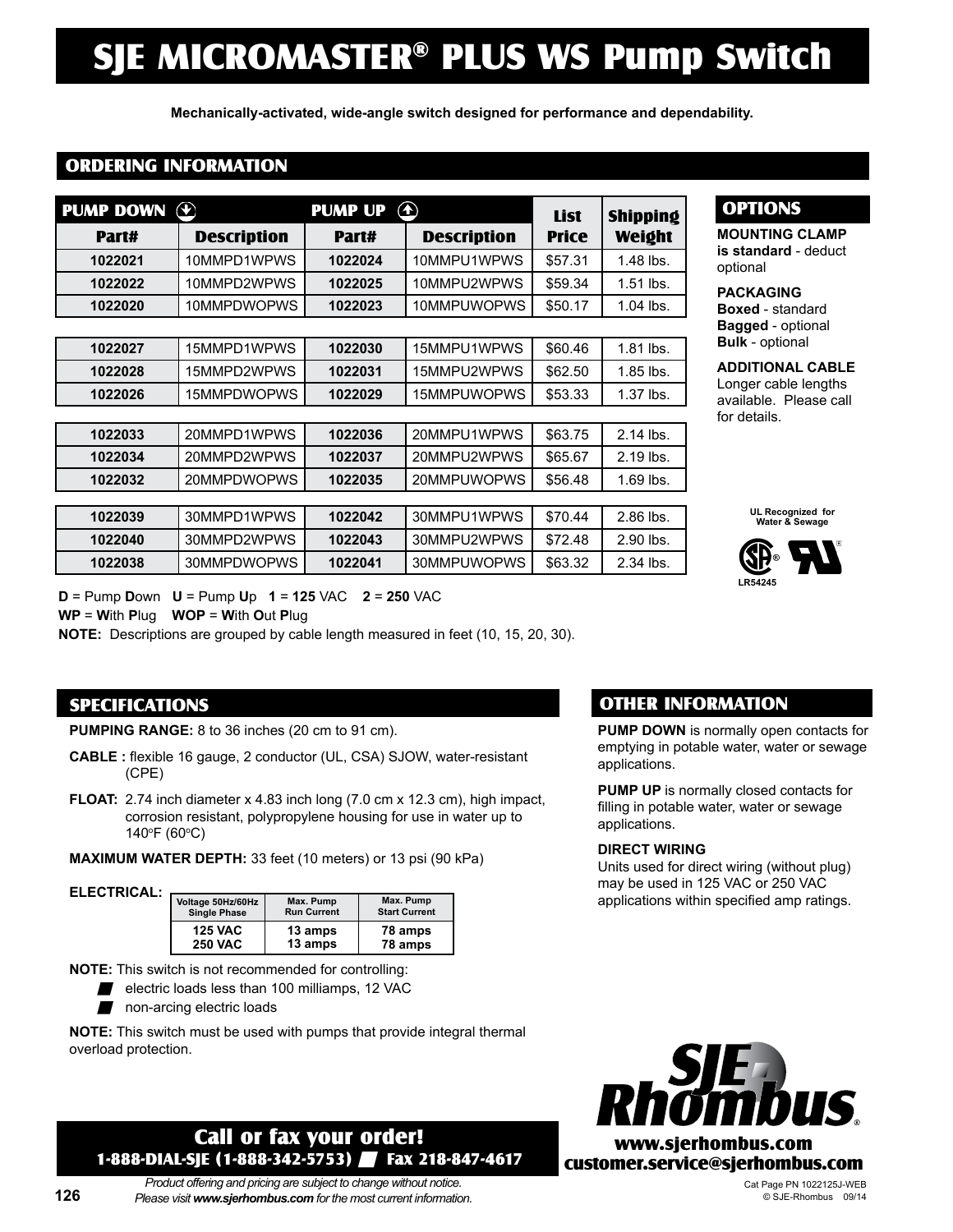# SJE MICROMASTER® PLUS WS Pump Switch

**Mechanically-activated, wide-angle switch designed for performance and dependability.**

## ORDERING INFORMATION

| PUMP DOWN | | PUMP UP | | List Price | Shipping Weight |
|---|---|---|---|---|---|
| **Part#** | **Description** | **Part#** | **Description** | | |
| **1022021** | 10MMPD1WPWS | **1022024** | 10MMPU1WPWS | $57.31 | 1.48 lbs. |
| **1022022** | 10MMPD2WPWS | **1022025** | 10MMPU2WPWS | $59.34 | 1.51 lbs. |
| **1022020** | 10MMPDWOPWS | **1022023** | 10MMPUWOPWS | $50.17 | 1.04 lbs. |
| **1022027** | 15MMPD1WPWS | **1022030** | 15MMPU1WPWS | $60.46 | 1.81 lbs. |
| **1022028** | 15MMPD2WPWS | **1022031** | 15MMPU2WPWS | $62.50 | 1.85 lbs. |
| **1022026** | 15MMPDWOPWS | **1022029** | 15MMPUWOPWS | $53.33 | 1.37 lbs. |
| **1022033** | 20MMPD1WPWS | **1022036** | 20MMPU1WPWS | $63.75 | 2.14 lbs. |
| **1022034** | 20MMPD2WPWS | **1022037** | 20MMPU2WPWS | $65.67 | 2.19 lbs. |
| **1022032** | 20MMPDWOPWS | **1022035** | 20MMPUWOPWS | $56.48 | 1.69 lbs. |
| **1022039** | 30MMPD1WPWS | **1022042** | 30MMPU1WPWS | $70.44 | 2.86 lbs. |
| **1022040** | 30MMPD2WPWS | **1022043** | 30MMPU2WPWS | $72.48 | 2.90 lbs. |
| **1022038** | 30MMPDWOPWS | **1022041** | 30MMPUWOPWS | $63.32 | 2.34 lbs. |

**D** = Pump **D**own **U** = Pump **U**p **1** = **125** VAC **2** = **250** VAC
**WP** = **W**ith **P**lug **WOP** = **W**ith **O**ut **P**lug
**NOTE:** Descriptions are grouped by cable length measured in feet (10, 15, 20, 30).

## OPTIONS

**MOUNTING CLAMP is standard** - deduct optional

**PACKAGING**
**Boxed** - standard
**Bagged** - optional
**Bulk** - optional

**ADDITIONAL CABLE**
Longer cable lengths available. Please call for details.

**UL Recognized for Water & Sewage**
LR54245

## SPECIFICATIONS

**PUMPING RANGE:** 8 to 36 inches (20 cm to 91 cm).

**CABLE :** flexible 16 gauge, 2 conductor (UL, CSA) SJOW, water-resistant (CPE)

**FLOAT:** 2.74 inch diameter x 4.83 inch long (7.0 cm x 12.3 cm), high impact, corrosion resistant, polypropylene housing for use in water up to 140°F (60°C)

**MAXIMUM WATER DEPTH:** 33 feet (10 meters) or 13 psi (90 kPa)

**ELECTRICAL:**

| Voltage 50Hz/60Hz Single Phase | Max. Pump Run Current | Max. Pump Start Current |
|---|---|---|
| **125 VAC** | **13 amps** | **78 amps** |
| **250 VAC** | **13 amps** | **78 amps** |

**NOTE:** This switch is not recommended for controlling:
- electric loads less than 100 milliamps, 12 VAC
- non-arcing electric loads

**NOTE:** This switch must be used with pumps that provide integral thermal overload protection.

## OTHER INFORMATION

**PUMP DOWN** is normally open contacts for emptying in potable water, water or sewage applications.

**PUMP UP** is normally closed contacts for filling in potable water, water or sewage applications.

**DIRECT WIRING**
Units used for direct wiring (without plug) may be used in 125 VAC or 250 VAC applications within specified amp ratings.

## Call or fax your order!
**1-888-DIAL-SJE (1-888-342-5753) ■ Fax 218-847-4617**

*Product offering and pricing are subject to change without notice.*
*Please visit **www.sjerhombus.com** for the most current information.*

SJE Rhombus®
**www.sjerhombus.com**
**customer.service@sjerhombus.com**

Cat Page PN 1022125J-WEB
© SJE-Rhombus 09/14